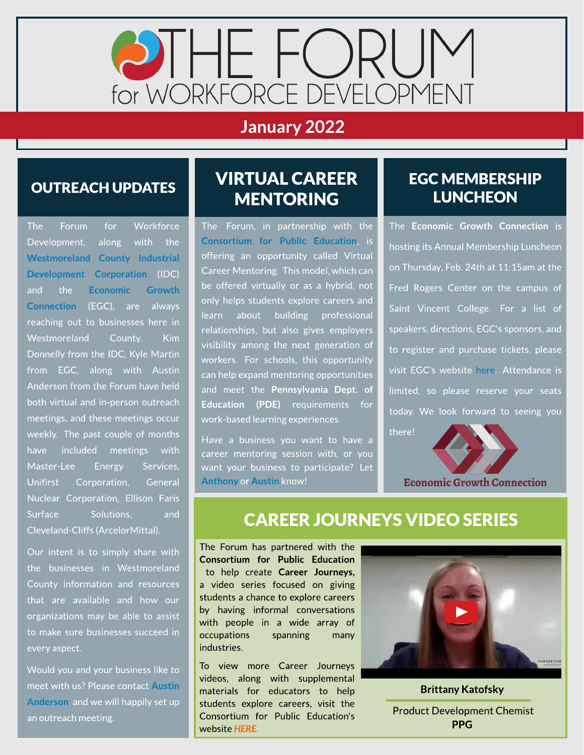# THE FORUM for WORKFORCE DEVELOPMENT

**January 2022**

## OUTREACH UPDATES

The Forum for Workforce Development, along with the Westmoreland County Industrial Development Corporation (IDC) and the Economic Growth Connection (EGC), are always reaching out to businesses here in Westmoreland County. Kim Donnelly from the IDC, Kyle Martin from EGC, along with Austin Anderson from the Forum have held both virtual and in-person outreach meetings, and these meetings occur weekly. The past couple of months have included meetings with Master-Lee Energy Services, Unifirst Corporation, General Nuclear Corporation, Ellison Faris Surface Solutions, and Cleveland-Cliffs (ArcelorMittal).

Our intent is to simply share with the businesses in Westmoreland County information and resources that are available and how our organizations may be able to assist to make sure businesses succeed in every aspect.

Would you and your business like to meet with us? Please contact Austin Anderson and we will happily set up an outreach meeting.

## VIRTUAL CAREER MENTORING

The Forum, in partnership with the Consortium for Public Education, is offering an opportunity called Virtual Career Mentoring. This model, which can be offered virtually or as a hybrid, not only helps students explore careers and learn about building professional relationships, but also gives employers visibility among the next generation of workers. For schools, this opportunity can help expand mentoring opportunities and meet the **Pennsylvania Dept. of Education (PDE)** requirements for work-based learning experiences.

Have a business you want to have a career mentoring session with, or you want your business to participate? Let Anthony or Austin know!

## EGC MEMBERSHIP LUNCHEON

The **Economic Growth Connection** is hosting its Annual Membership Luncheon on Thursday, Feb. 24th at 11:15am at the Fred Rogers Center on the campus of Saint Vincent College. For a list of speakers, directions, EGC's sponsors, and to register and purchase tickets, please visit EGC's website here. Attendance is limited, so please reserve your seats today. We look forward to seeing you there!

Economic Growth Connection

## CAREER JOURNEYS VIDEO SERIES

The Forum has partnered with the **Consortium for Public Education** to help create **Career Journeys,** a video series focused on giving students a chance to explore careers by having informal conversations with people in a wide array of occupations spanning many industries.

To view more Career Journeys videos, along with supplemental materials for educators to help students explore careers, visit the Consortium for Public Education's website *HERE*.

**Brittany Katofsky**

Product Development Chemist
**PPG**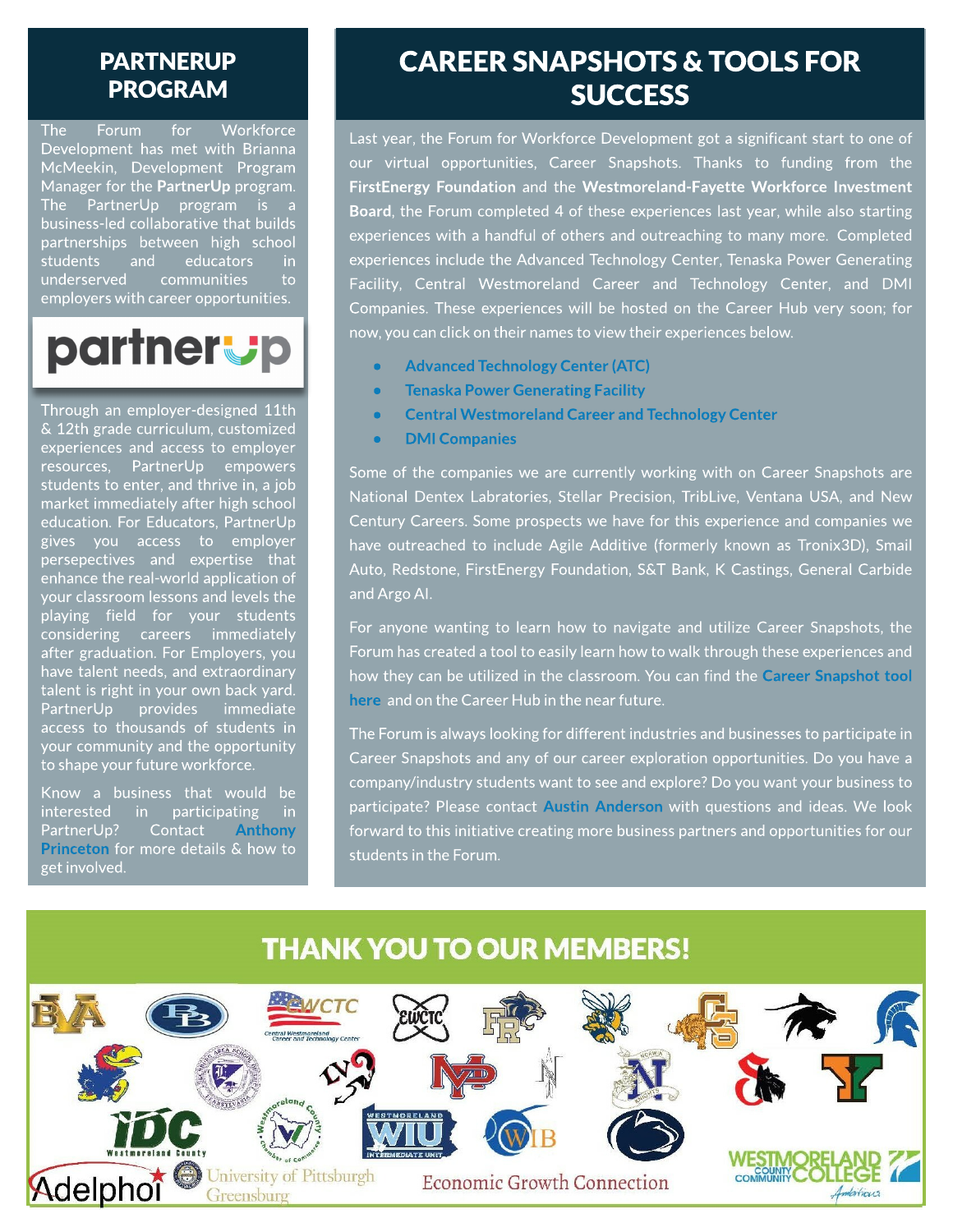## PARTNERUP PROGRAM

The Forum for Workforce Development has met with Brianna McMeekin, Development Program Manager for the **PartnerUp** program. The PartnerUp program is a business-led collaborative that builds partnerships between high school students and educators in underserved communities to employers with career opportunities.

partnerup

Through an employer-designed 11th & 12th grade curriculum, customized experiences and access to employer resources, PartnerUp empowers students to enter, and thrive in, a job market immediately after high school education. For Educators, PartnerUp gives you access to employer persepectives and expertise that enhance the real-world application of your classroom lessons and levels the playing field for your students considering careers immediately after graduation. For Employers, you have talent needs, and extraordinary talent is right in your own back yard. PartnerUp provides immediate access to thousands of students in your community and the opportunity to shape your future workforce.

Know a business that would be interested in participating in PartnerUp? Contact **Anthony Princeton** for more details & how to get involved.

## CAREER SNAPSHOTS & TOOLS FOR SUCCESS

Last year, the Forum for Workforce Development got a significant start to one of our virtual opportunities, Career Snapshots. Thanks to funding from the **FirstEnergy Foundation** and the **Westmoreland-Fayette Workforce Investment Board**, the Forum completed 4 of these experiences last year, while also starting experiences with a handful of others and outreaching to many more. Completed experiences include the Advanced Technology Center, Tenaska Power Generating Facility, Central Westmoreland Career and Technology Center, and DMI Companies. These experiences will be hosted on the Career Hub very soon; for now, you can click on their names to view their experiences below.

- **Advanced Technology Center (ATC)**
- **Tenaska Power Generating Facility**
- **Central Westmoreland Career and Technology Center**
- **DMI Companies**

Some of the companies we are currently working with on Career Snapshots are National Dentex Labratories, Stellar Precision, TribLive, Ventana USA, and New Century Careers. Some prospects we have for this experience and companies we have outreached to include Agile Additive (formerly known as Tronix3D), Smail Auto, Redstone, FirstEnergy Foundation, S&T Bank, K Castings, General Carbide and Argo AI.

For anyone wanting to learn how to navigate and utilize Career Snapshots, the Forum has created a tool to easily learn how to walk through these experiences and how they can be utilized in the classroom. You can find the **Career Snapshot tool here** and on the Career Hub in the near future.

The Forum is always looking for different industries and businesses to participate in Career Snapshots and any of our career exploration opportunities. Do you have a company/industry students want to see and explore? Do you want your business to participate? Please contact **Austin Anderson** with questions and ideas. We look forward to this initiative creating more business partners and opportunities for our students in the Forum.

## THANK YOU TO OUR MEMBERS!

CWCTC Central Westmoreland Career and Technology Center

EWCTC

IDC Westmoreland County

Westmoreland County Chamber of Commerce

Westmoreland WIU Intermediate Unit

WIB

Westmoreland County Community College

Adelphoi

University of Pittsburgh Greensburg

Economic Growth Connection